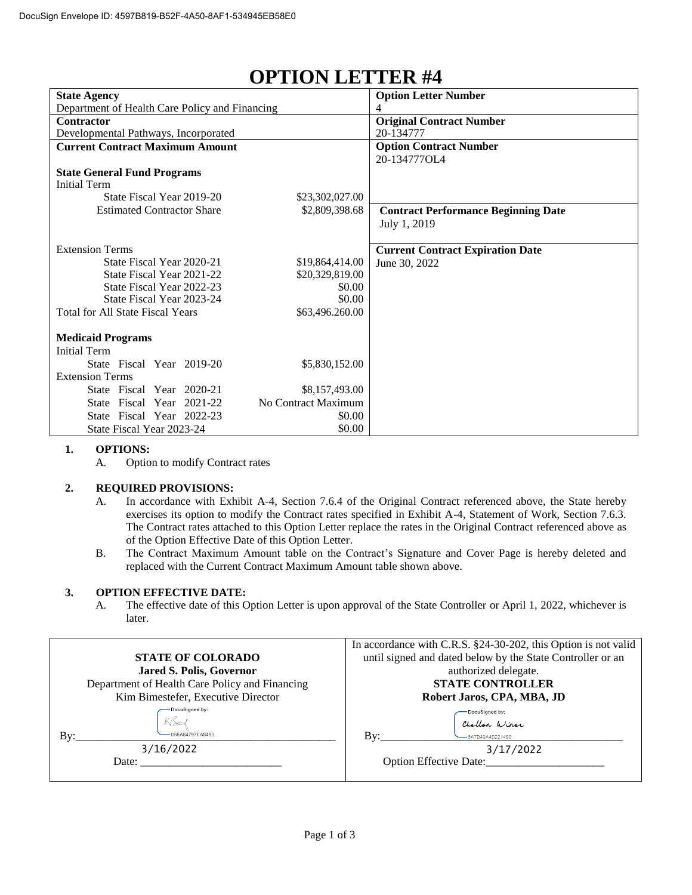DocuSign Envelope ID: 4597B819-B52F-4A50-8AF1-534945EB58E0

# OPTION LETTER #4

| **State Agency**<br>Department of Health Care Policy and Financing | | **Option Letter Number**<br>4 |
|---|---|---|
| **Contractor**<br>Developmental Pathways, Incorporated | | **Original Contract Number**<br>20-134777 |
| **Current Contract Maximum Amount** | | **Option Contract Number**<br>20-134777OL4 |
| **State General Fund Programs** | | |
| Initial Term | | |
| State Fiscal Year 2019-20 | $23,302,027.00 | |
| Estimated Contractor Share | $2,809,398.68 | **Contract Performance Beginning Date**<br>July 1, 2019 |
| Extension Terms | | **Current Contract Expiration Date**<br>June 30, 2022 |
| State Fiscal Year 2020-21 | $19,864,414.00 | |
| State Fiscal Year 2021-22 | $20,329,819.00 | |
| State Fiscal Year 2022-23 | $0.00 | |
| State Fiscal Year 2023-24 | $0.00 | |
| Total for All State Fiscal Years | $63,496.260.00 | |
| **Medicaid Programs** | | |
| Initial Term | | |
| State Fiscal Year 2019-20 | $5,830,152.00 | |
| Extension Terms | | |
| State Fiscal Year 2020-21 | $8,157,493.00 | |
| State Fiscal Year 2021-22 | No Contract Maximum | |
| State Fiscal Year 2022-23 | $0.00 | |
| State Fiscal Year 2023-24 | $0.00 | |

1. **OPTIONS:**
   A. Option to modify Contract rates

2. **REQUIRED PROVISIONS:**
   A. In accordance with Exhibit A-4, Section 7.6.4 of the Original Contract referenced above, the State hereby exercises its option to modify the Contract rates specified in Exhibit A-4, Statement of Work, Section 7.6.3. The Contract rates attached to this Option Letter replace the rates in the Original Contract referenced above as of the Option Effective Date of this Option Letter.
   B. The Contract Maximum Amount table on the Contract's Signature and Cover Page is hereby deleted and replaced with the Current Contract Maximum Amount table shown above.

3. **OPTION EFFECTIVE DATE:**
   A. The effective date of this Option Letter is upon approval of the State Controller or April 1, 2022, whichever is later.

| **STATE OF COLORADO**<br>**Jared S. Polis, Governor**<br>Department of Health Care Policy and Financing<br>Kim Bimestefer, Executive Director<br><br>DocuSigned by:<br>By: 0B6A84797EA8493...<br><br>Date: 3/16/2022 | In accordance with C.R.S. §24-30-202, this Option is not valid until signed and dated below by the State Controller or an authorized delegate.<br>**STATE CONTROLLER**<br>**Robert Jaros, CPA, MBA, JD**<br><br>DocuSigned by:<br>Challon Winer<br>By: 5A7B45A4B221490<br><br>Option Effective Date: 3/17/2022 |
|---|---|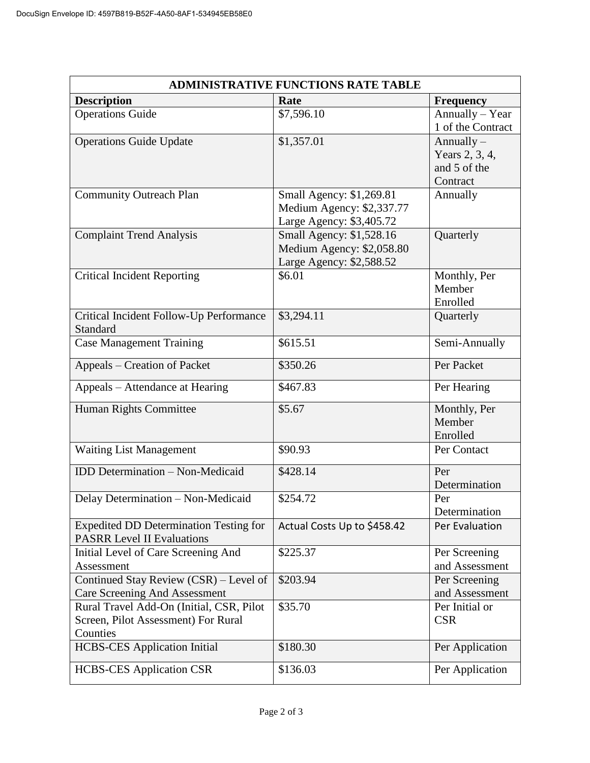| ADMINISTRATIVE FUNCTIONS RATE TABLE | | |
|---|---|---|
| **Description** | **Rate** | **Frequency** |
| Operations Guide | $7,596.10 | Annually – Year 1 of the Contract |
| Operations Guide Update | $1,357.01 | Annually – Years 2, 3, 4, and 5 of the Contract |
| Community Outreach Plan | Small Agency: $1,269.81<br>Medium Agency: $2,337.77<br>Large Agency: $3,405.72 | Annually |
| Complaint Trend Analysis | Small Agency: $1,528.16<br>Medium Agency: $2,058.80<br>Large Agency: $2,588.52 | Quarterly |
| Critical Incident Reporting | $6.01 | Monthly, Per Member Enrolled |
| Critical Incident Follow-Up Performance Standard | $3,294.11 | Quarterly |
| Case Management Training | $615.51 | Semi-Annually |
| Appeals – Creation of Packet | $350.26 | Per Packet |
| Appeals – Attendance at Hearing | $467.83 | Per Hearing |
| Human Rights Committee | $5.67 | Monthly, Per Member Enrolled |
| Waiting List Management | $90.93 | Per Contact |
| IDD Determination – Non-Medicaid | $428.14 | Per Determination |
| Delay Determination – Non-Medicaid | $254.72 | Per Determination |
| Expedited DD Determination Testing for PASRR Level II Evaluations | Actual Costs Up to $458.42 | Per Evaluation |
| Initial Level of Care Screening And Assessment | $225.37 | Per Screening and Assessment |
| Continued Stay Review (CSR) – Level of Care Screening And Assessment | $203.94 | Per Screening and Assessment |
| Rural Travel Add-On (Initial, CSR, Pilot Screen, Pilot Assessment) For Rural Counties | $35.70 | Per Initial or CSR |
| HCBS-CES Application Initial | $180.30 | Per Application |
| HCBS-CES Application CSR | $136.03 | Per Application |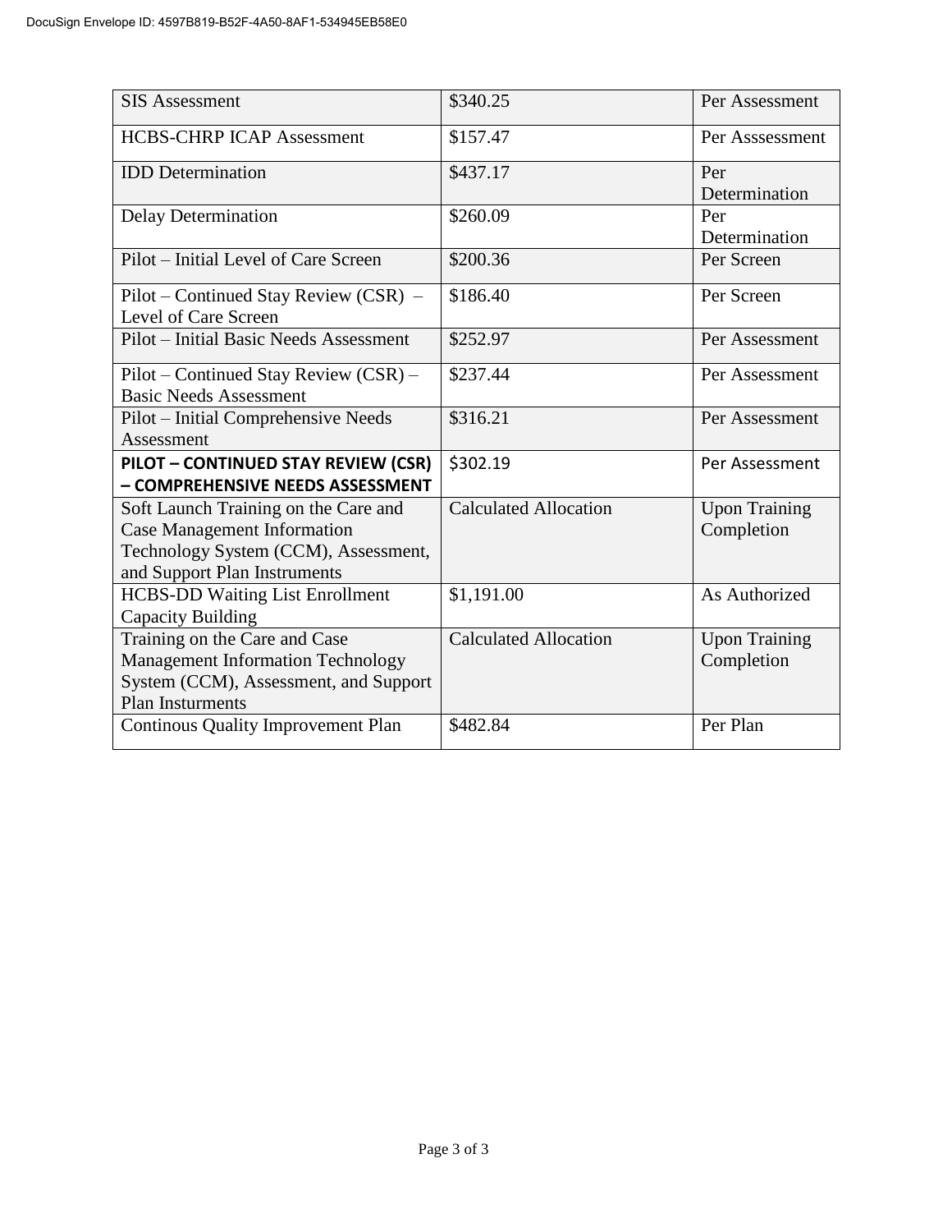| | | |
|---|---|---|
| SIS Assessment | $340.25 | Per Assessment |
| HCBS-CHRP ICAP Assessment | $157.47 | Per Asssessment |
| IDD Determination | $437.17 | Per Determination |
| Delay Determination | $260.09 | Per Determination |
| Pilot – Initial Level of Care Screen | $200.36 | Per Screen |
| Pilot – Continued Stay Review (CSR) – Level of Care Screen | $186.40 | Per Screen |
| Pilot – Initial Basic Needs Assessment | $252.97 | Per Assessment |
| Pilot – Continued Stay Review (CSR) – Basic Needs Assessment | $237.44 | Per Assessment |
| Pilot – Initial Comprehensive Needs Assessment | $316.21 | Per Assessment |
| **PILOT – CONTINUED STAY REVIEW (CSR) – COMPREHENSIVE NEEDS ASSESSMENT** | $302.19 | Per Assessment |
| Soft Launch Training on the Care and Case Management Information Technology System (CCM), Assessment, and Support Plan Instruments | Calculated Allocation | Upon Training Completion |
| HCBS-DD Waiting List Enrollment Capacity Building | $1,191.00 | As Authorized |
| Training on the Care and Case Management Information Technology System (CCM), Assessment, and Support Plan Insturments | Calculated Allocation | Upon Training Completion |
| Continous Quality Improvement Plan | $482.84 | Per Plan |